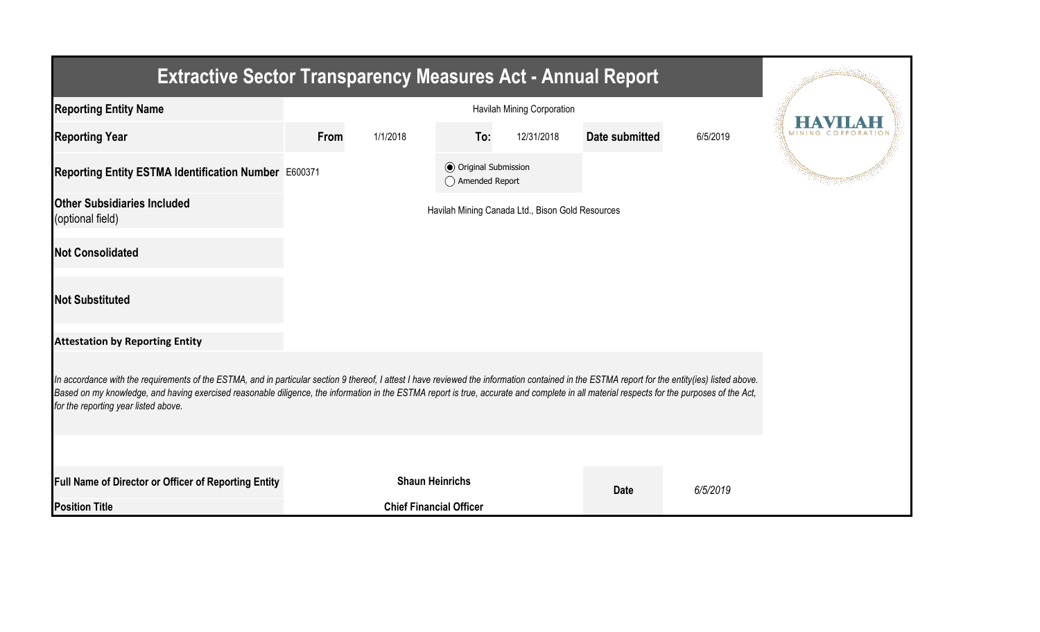# Extractive Sector Transparency Measures Act - Annual Report

| | | | | | | |
|---|---|---|---|---|---|---|
| **Reporting Entity Name** | Havilah Mining Corporation | | | | | |
| **Reporting Year** | **From** | 1/1/2018 | **To:** | 12/31/2018 | **Date submitted** | 6/5/2019 |
| **Reporting Entity ESTMA Identification Number** | E600371 | | (●) Original Submission<br>( ) Amended Report | | | |
| **Other Subsidiaries Included** (optional field) | Havilah Mining Canada Ltd., Bison Gold Resources | | | | | |
| **Not Consolidated** | | | | | | |
| **Not Substituted** | | | | | | |

**Attestation by Reporting Entity**

*In accordance with the requirements of the ESTMA, and in particular section 9 thereof, I attest I have reviewed the information contained in the ESTMA report for the entity(ies) listed above. Based on my knowledge, and having exercised reasonable diligence, the information in the ESTMA report is true, accurate and complete in all material respects for the purposes of the Act, for the reporting year listed above.*

| | | | |
|---|---|---|---|
| **Full Name of Director or Officer of Reporting Entity** | **Shaun Heinrichs** | **Date** | *6/5/2019* |
| **Position Title** | **Chief Financial Officer** | | |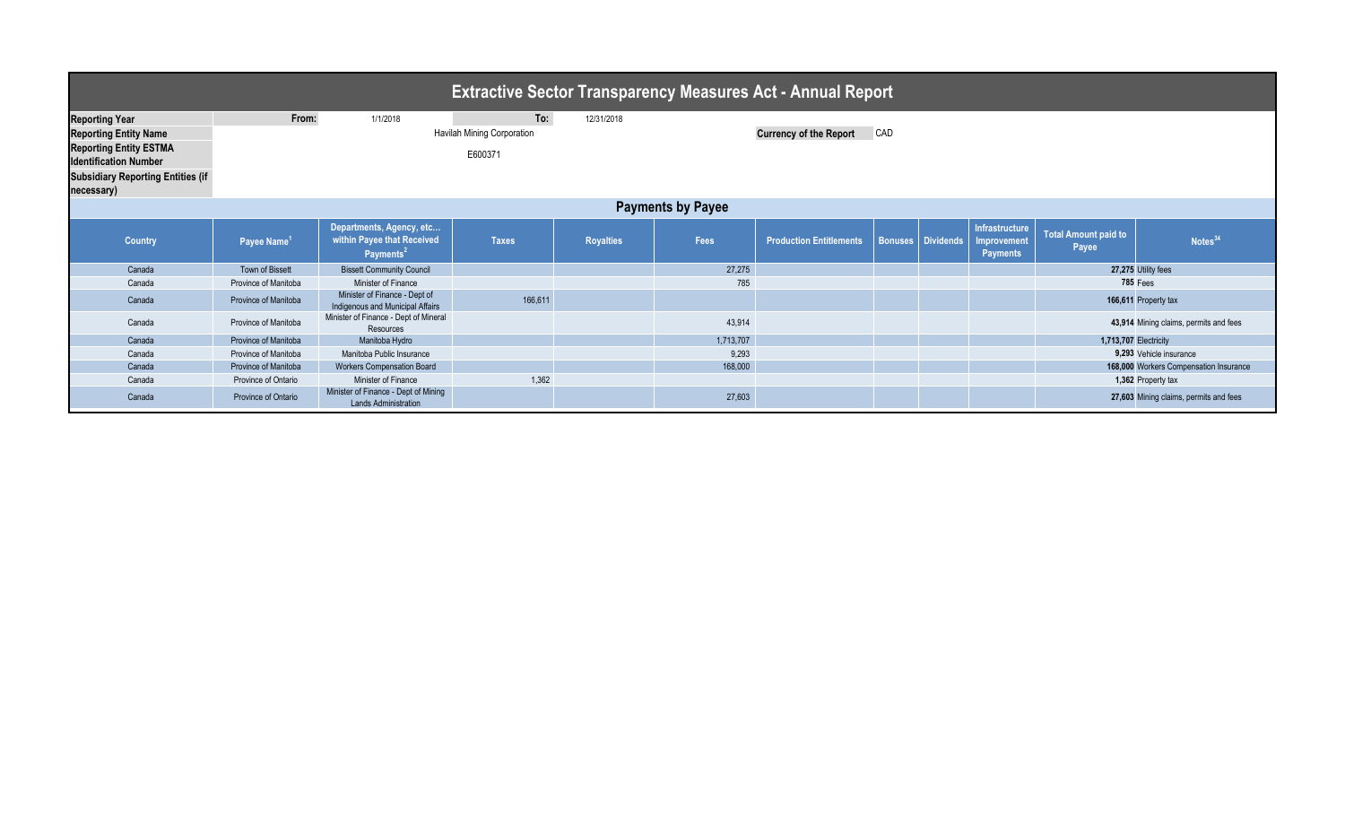# Extractive Sector Transparency Measures Act - Annual Report

| | | | | |
|---|---|---|---|---|
| **Reporting Year** | From: | 1/1/2018 | To: | 12/31/2018 |
| **Reporting Entity Name** | Havilah Mining Corporation | | **Currency of the Report** | CAD |
| **Reporting Entity ESTMA Identification Number** | E600371 | | | |
| **Subsidiary Reporting Entities (if necessary)** | | | | |

## Payments by Payee

| Country | Payee Name[1] | Departments, Agency, etc... within Payee that Received Payments[2] | Taxes | Royalties | Fees | Production Entitlements | Bonuses | Dividends | Infrastructure Improvement Payments | Total Amount paid to Payee | Notes[34] |
|---|---|---|---|---|---|---|---|---|---|---|---|
| Canada | Town of Bissett | Bissett Community Council | | | 27,275 | | | | | **27,275** | Utility fees |
| Canada | Province of Manitoba | Minister of Finance | | | 785 | | | | | **785** | Fees |
| Canada | Province of Manitoba | Minister of Finance - Dept of Indigenous and Municipal Affairs | 166,611 | | | | | | | **166,611** | Property tax |
| Canada | Province of Manitoba | Minister of Finance - Dept of Mineral Resources | | | 43,914 | | | | | **43,914** | Mining claims, permits and fees |
| Canada | Province of Manitoba | Manitoba Hydro | | | 1,713,707 | | | | | **1,713,707** | Electricity |
| Canada | Province of Manitoba | Manitoba Public Insurance | | | 9,293 | | | | | **9,293** | Vehicle insurance |
| Canada | Province of Manitoba | Workers Compensation Board | | | 168,000 | | | | | **168,000** | Workers Compensation Insurance |
| Canada | Province of Ontario | Minister of Finance | 1,362 | | | | | | | **1,362** | Property tax |
| Canada | Province of Ontario | Minister of Finance - Dept of Mining Lands Administration | | | 27,603 | | | | | **27,603** | Mining claims, permits and fees |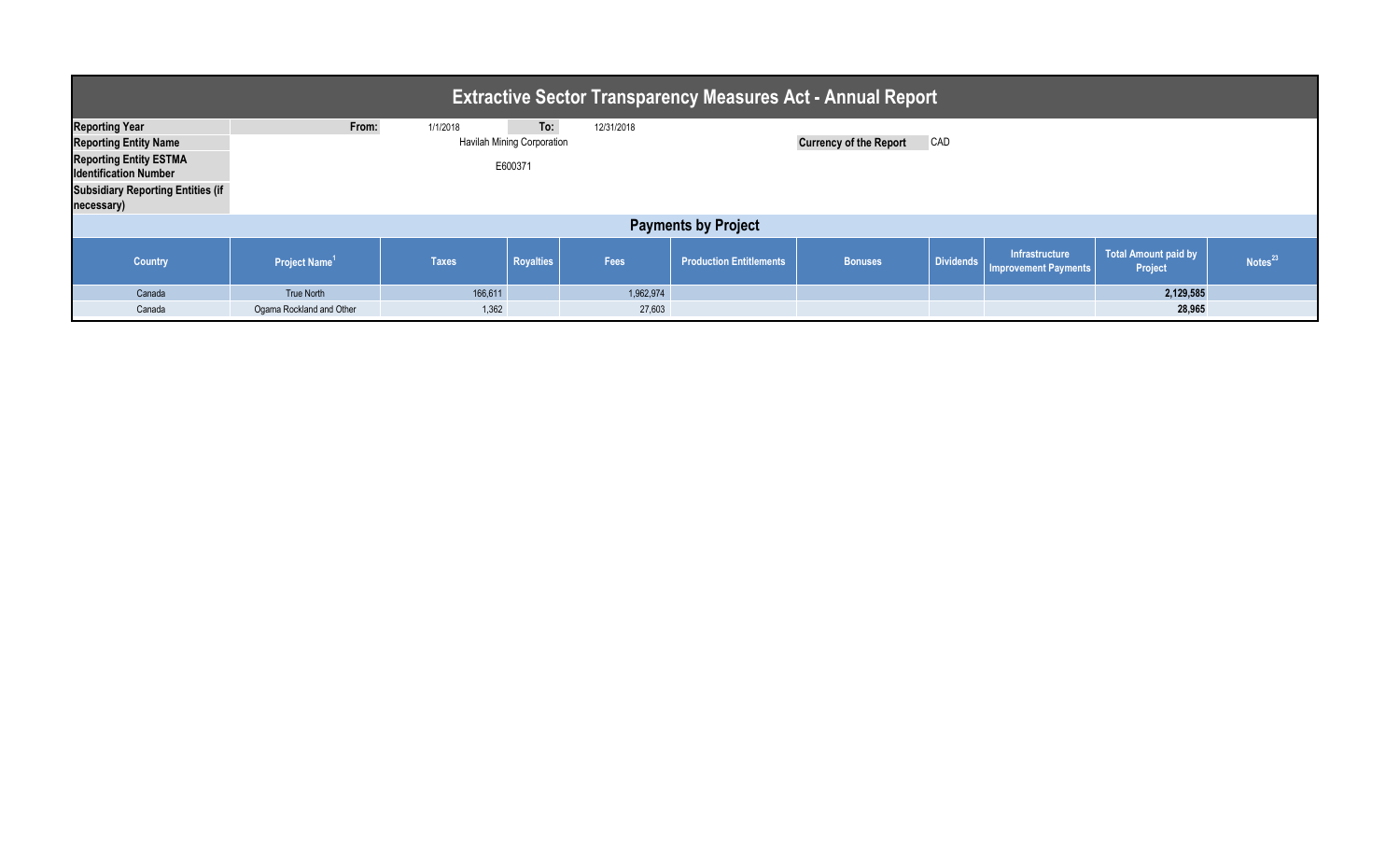# Extractive Sector Transparency Measures Act - Annual Report

| | | | | | |
|---|---|---|---|---|---|
| **Reporting Year** | From: | 1/1/2018 | To: | 12/31/2018 | |
| **Reporting Entity Name** | Havilah Mining Corporation | | | **Currency of the Report** | CAD |
| **Reporting Entity ESTMA Identification Number** | E600371 | | | | |
| **Subsidiary Reporting Entities (if necessary)** | | | | | |

## Payments by Project

| Country | Project Name[1] | Taxes | Royalties | Fees | Production Entitlements | Bonuses | Dividends | Infrastructure Improvement Payments | Total Amount paid by Project | Notes[23] |
|---|---|---|---|---|---|---|---|---|---|---|
| Canada | True North | 166,611 | | 1,962,974 | | | | | **2,129,585** | |
| Canada | Ogama Rockland and Other | 1,362 | | 27,603 | | | | | **28,965** | |